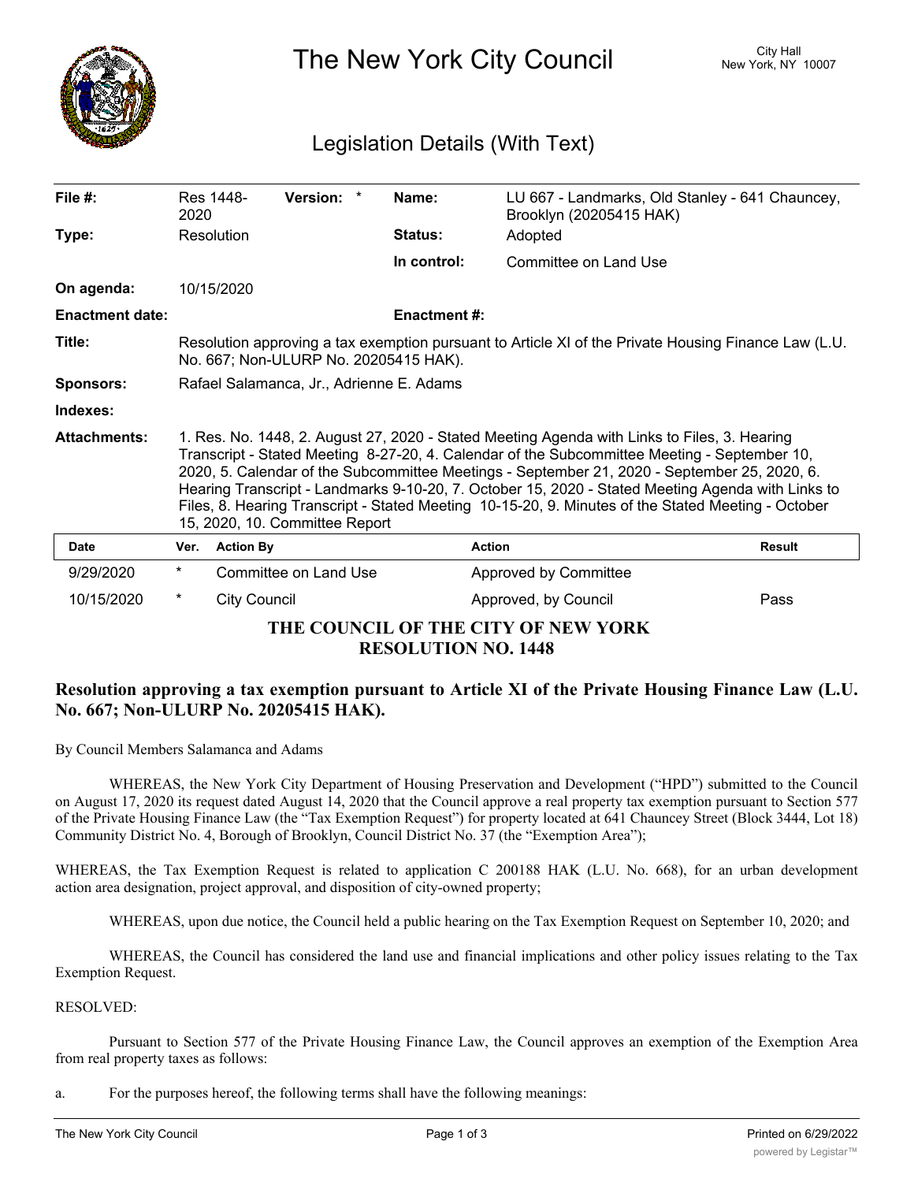# The New York City Council

City Hall
New York, NY 10007

## Legislation Details (With Text)

| | | | |
|---|---|---|---|
| **File #:** | Res 1448-2020 **Version:** * | **Name:** | LU 667 - Landmarks, Old Stanley - 641 Chauncey, Brooklyn (20205415 HAK) |
| **Type:** | Resolution | **Status:** | Adopted |
| | | **In control:** | Committee on Land Use |
| **On agenda:** | 10/15/2020 | | |
| **Enactment date:** | | **Enactment #:** | |

**Title:** Resolution approving a tax exemption pursuant to Article XI of the Private Housing Finance Law (L.U. No. 667; Non-ULURP No. 20205415 HAK).

**Sponsors:** Rafael Salamanca, Jr., Adrienne E. Adams

**Indexes:**

**Attachments:** 1. Res. No. 1448, 2. August 27, 2020 - Stated Meeting Agenda with Links to Files, 3. Hearing Transcript - Stated Meeting 8-27-20, 4. Calendar of the Subcommittee Meeting - September 10, 2020, 5. Calendar of the Subcommittee Meetings - September 21, 2020 - September 25, 2020, 6. Hearing Transcript - Landmarks 9-10-20, 7. October 15, 2020 - Stated Meeting Agenda with Links to Files, 8. Hearing Transcript - Stated Meeting 10-15-20, 9. Minutes of the Stated Meeting - October 15, 2020, 10. Committee Report

| Date | Ver. | Action By | Action | Result |
|---|---|---|---|---|
| 9/29/2020 | * | Committee on Land Use | Approved by Committee | |
| 10/15/2020 | * | City Council | Approved, by Council | Pass |

**THE COUNCIL OF THE CITY OF NEW YORK**
**RESOLUTION NO. 1448**

**Resolution approving a tax exemption pursuant to Article XI of the Private Housing Finance Law (L.U. No. 667; Non-ULURP No. 20205415 HAK).**

By Council Members Salamanca and Adams

WHEREAS, the New York City Department of Housing Preservation and Development ("HPD") submitted to the Council on August 17, 2020 its request dated August 14, 2020 that the Council approve a real property tax exemption pursuant to Section 577 of the Private Housing Finance Law (the "Tax Exemption Request") for property located at 641 Chauncey Street (Block 3444, Lot 18) Community District No. 4, Borough of Brooklyn, Council District No. 37 (the "Exemption Area");

WHEREAS, the Tax Exemption Request is related to application C 200188 HAK (L.U. No. 668), for an urban development action area designation, project approval, and disposition of city-owned property;

WHEREAS, upon due notice, the Council held a public hearing on the Tax Exemption Request on September 10, 2020; and

WHEREAS, the Council has considered the land use and financial implications and other policy issues relating to the Tax Exemption Request.

RESOLVED:

Pursuant to Section 577 of the Private Housing Finance Law, the Council approves an exemption of the Exemption Area from real property taxes as follows:

a. For the purposes hereof, the following terms shall have the following meanings: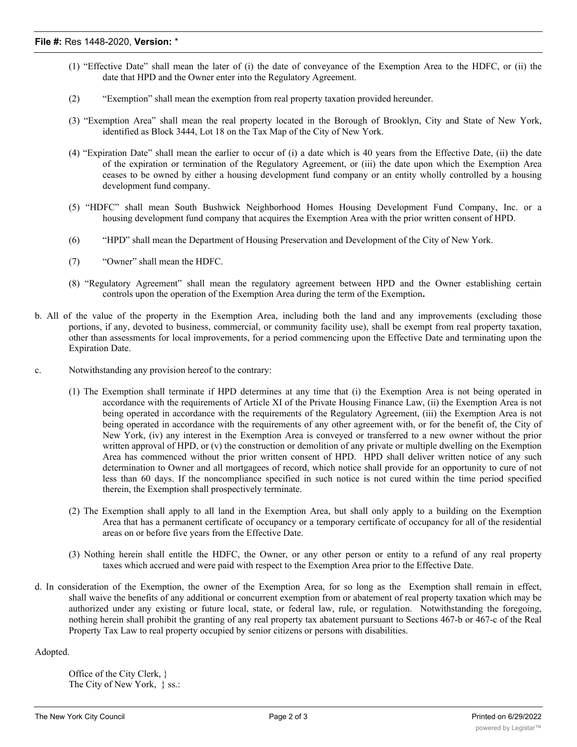(1) "Effective Date" shall mean the later of (i) the date of conveyance of the Exemption Area to the HDFC, or (ii) the date that HPD and the Owner enter into the Regulatory Agreement.

(2) "Exemption" shall mean the exemption from real property taxation provided hereunder.

(3) "Exemption Area" shall mean the real property located in the Borough of Brooklyn, City and State of New York, identified as Block 3444, Lot 18 on the Tax Map of the City of New York.

(4) "Expiration Date" shall mean the earlier to occur of (i) a date which is 40 years from the Effective Date, (ii) the date of the expiration or termination of the Regulatory Agreement, or (iii) the date upon which the Exemption Area ceases to be owned by either a housing development fund company or an entity wholly controlled by a housing development fund company.

(5) "HDFC" shall mean South Bushwick Neighborhood Homes Housing Development Fund Company, Inc. or a housing development fund company that acquires the Exemption Area with the prior written consent of HPD.

(6) "HPD" shall mean the Department of Housing Preservation and Development of the City of New York.

(7) "Owner" shall mean the HDFC.

(8) "Regulatory Agreement" shall mean the regulatory agreement between HPD and the Owner establishing certain controls upon the operation of the Exemption Area during the term of the Exemption**.**

b. All of the value of the property in the Exemption Area, including both the land and any improvements (excluding those portions, if any, devoted to business, commercial, or community facility use), shall be exempt from real property taxation, other than assessments for local improvements, for a period commencing upon the Effective Date and terminating upon the Expiration Date.

c. Notwithstanding any provision hereof to the contrary:

(1) The Exemption shall terminate if HPD determines at any time that (i) the Exemption Area is not being operated in accordance with the requirements of Article XI of the Private Housing Finance Law, (ii) the Exemption Area is not being operated in accordance with the requirements of the Regulatory Agreement, (iii) the Exemption Area is not being operated in accordance with the requirements of any other agreement with, or for the benefit of, the City of New York, (iv) any interest in the Exemption Area is conveyed or transferred to a new owner without the prior written approval of HPD, or (v) the construction or demolition of any private or multiple dwelling on the Exemption Area has commenced without the prior written consent of HPD. HPD shall deliver written notice of any such determination to Owner and all mortgagees of record, which notice shall provide for an opportunity to cure of not less than 60 days. If the noncompliance specified in such notice is not cured within the time period specified therein, the Exemption shall prospectively terminate.

(2) The Exemption shall apply to all land in the Exemption Area, but shall only apply to a building on the Exemption Area that has a permanent certificate of occupancy or a temporary certificate of occupancy for all of the residential areas on or before five years from the Effective Date.

(3) Nothing herein shall entitle the HDFC, the Owner, or any other person or entity to a refund of any real property taxes which accrued and were paid with respect to the Exemption Area prior to the Effective Date.

d. In consideration of the Exemption, the owner of the Exemption Area, for so long as the Exemption shall remain in effect, shall waive the benefits of any additional or concurrent exemption from or abatement of real property taxation which may be authorized under any existing or future local, state, or federal law, rule, or regulation. Notwithstanding the foregoing, nothing herein shall prohibit the granting of any real property tax abatement pursuant to Sections 467-b or 467-c of the Real Property Tax Law to real property occupied by senior citizens or persons with disabilities.

Adopted.

Office of the City Clerk, }
The City of New York, } ss.: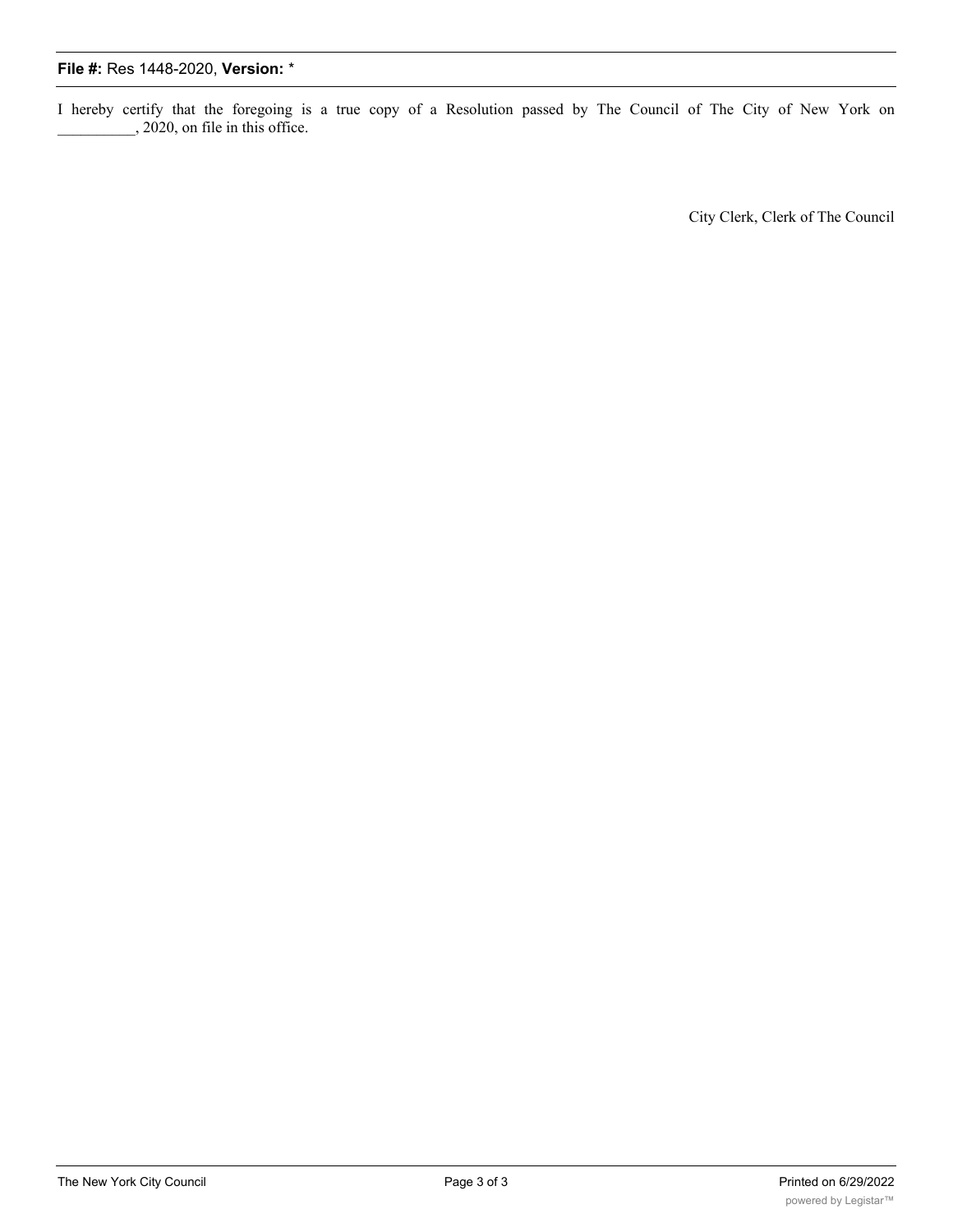I hereby certify that the foregoing is a true copy of a Resolution passed by The Council of The City of New York on __________, 2020, on file in this office.

City Clerk, Clerk of The Council